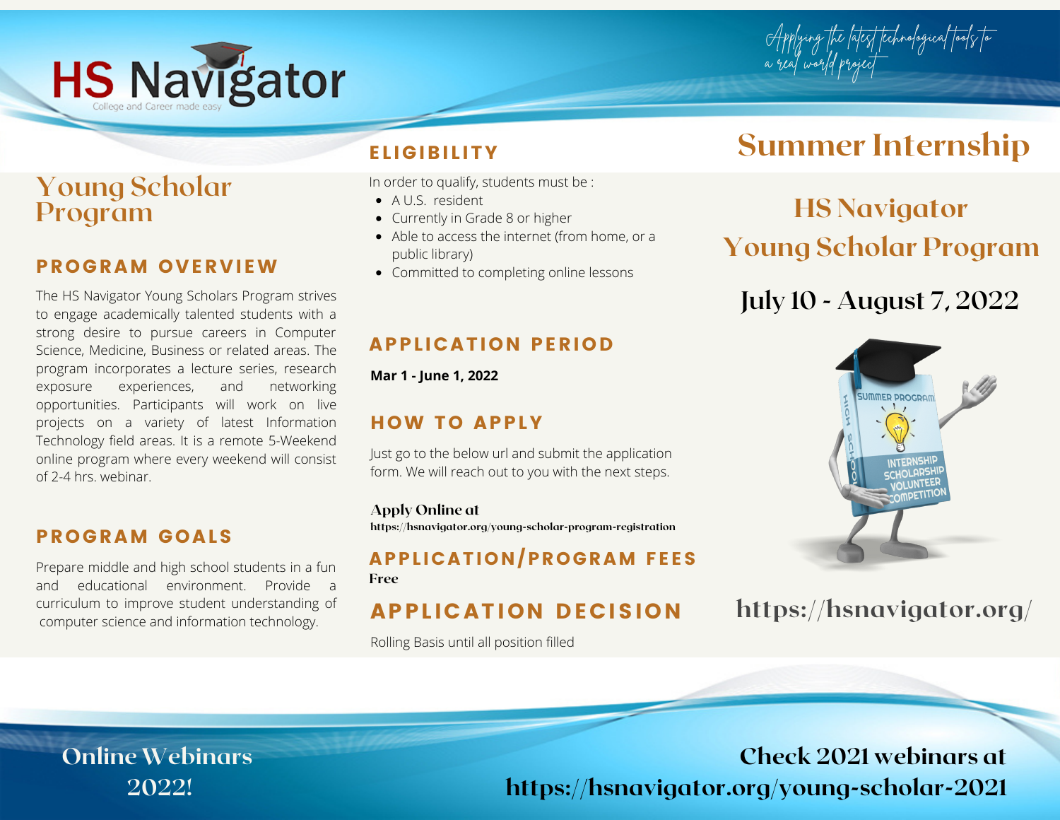# HS Navigator

College and Career made easy

*Applying the latest technological tools to a real world project*

## Young Scholar Program

### PROGRAM OVERVIEW

The HS Navigator Young Scholars Program strives to engage academically talented students with a strong desire to pursue careers in Computer Science, Medicine, Business or related areas. The program incorporates a lecture series, research exposure experiences, and networking opportunities. Participants will work on live projects on a variety of latest Information Technology field areas. It is a remote 5-Weekend online program where every weekend will consist of 2-4 hrs. webinar.

### PROGRAM GOALS

Prepare middle and high school students in a fun and educational environment. Provide a curriculum to improve student understanding of computer science and information technology.

### ELIGIBILITY

In order to qualify, students must be :

- A U.S. resident
- Currently in Grade 8 or higher
- Able to access the internet (from home, or a public library)
- Committed to completing online lessons

### APPLICATION PERIOD

**Mar 1 - June 1, 2022**

### HOW TO APPLY

Just go to the below url and submit the application form. We will reach out to you with the next steps.

**Apply Online at**
https://hsnavigator.org/young-scholar-program-registration

### APPLICATION/PROGRAM FEES

Free

### APPLICATION DECISION

Rolling Basis until all position filled

## Summer Internship

## HS Navigator Young Scholar Program

## July 10 - August 7, 2022

https://hsnavigator.org/

**Online Webinars 2022!**

**Check 2021 webinars at https://hsnavigator.org/young-scholar-2021**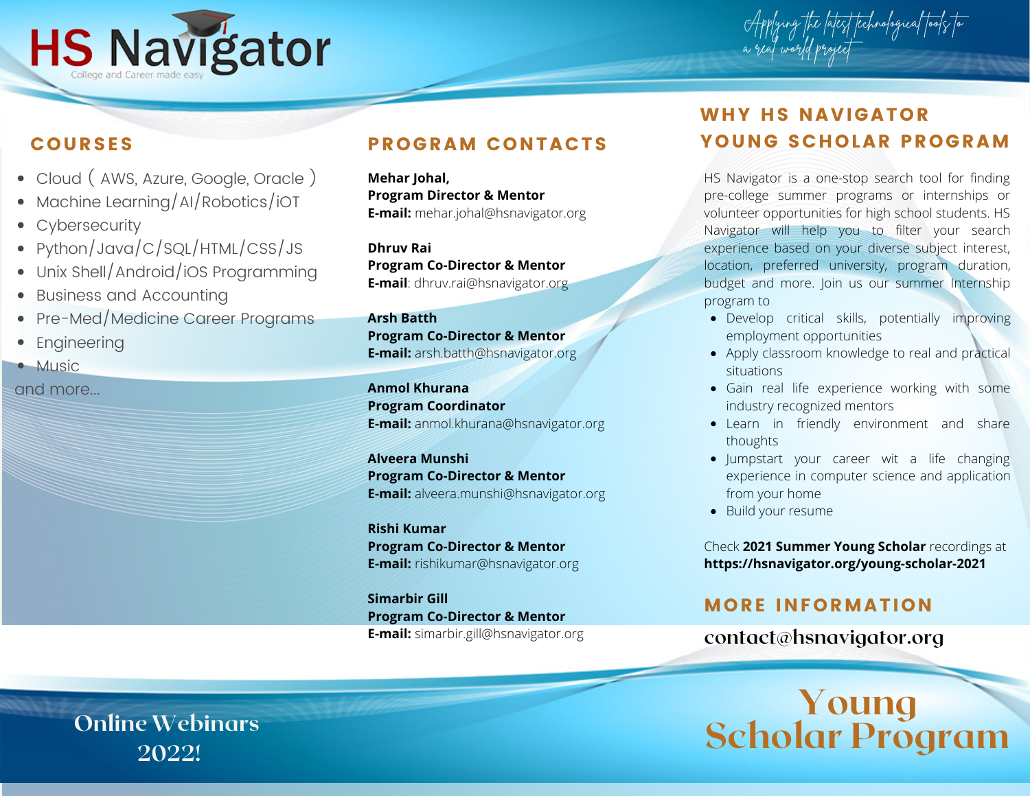# HS Navigator

College and Career made easy

*Applying the latest technological tools to a real world project*

## COURSES

- Cloud ( AWS, Azure, Google, Oracle )
- Machine Learning/AI/Robotics/iOT
- Cybersecurity
- Python/Java/C/SQL/HTML/CSS/JS
- Unix Shell/Android/iOS Programming
- Business and Accounting
- Pre-Med/Medicine Career Programs
- Engineering
- Music

and more...

## PROGRAM CONTACTS

**Mehar Johal,**
**Program Director & Mentor**
**E-mail:** mehar.johal@hsnavigator.org

**Dhruv Rai**
**Program Co-Director & Mentor**
**E-mail**: dhruv.rai@hsnavigator.org

**Arsh Batth**
**Program Co-Director & Mentor**
**E-mail:** arsh.batth@hsnavigator.org

**Anmol Khurana**
**Program Coordinator**
**E-mail:** anmol.khurana@hsnavigator.org

**Alveera Munshi**
**Program Co-Director & Mentor**
**E-mail:** alveera.munshi@hsnavigator.org

**Rishi Kumar**
**Program Co-Director & Mentor**
**E-mail:** rishikumar@hsnavigator.org

**Simarbir Gill**
**Program Co-Director & Mentor**
**E-mail:** simarbir.gill@hsnavigator.org

## WHY HS NAVIGATOR YOUNG SCHOLAR PROGRAM

HS Navigator is a one-stop search tool for finding pre-college summer programs or internships or volunteer opportunities for high school students. HS Navigator will help you to filter your search experience based on your diverse subject interest, location, preferred university, program duration, budget and more. Join us our summer Internship program to

- Develop critical skills, potentially improving employment opportunities
- Apply classroom knowledge to real and practical situations
- Gain real life experience working with some industry recognized mentors
- Learn in friendly environment and share thoughts
- Jumpstart your career wit a life changing experience in computer science and application from your home
- Build your resume

Check **2021 Summer Young Scholar** recordings at **https://hsnavigator.org/young-scholar-2021**

## MORE INFORMATION

**contact@hsnavigator.org**

**Online Webinars 2022!**

# Young Scholar Program